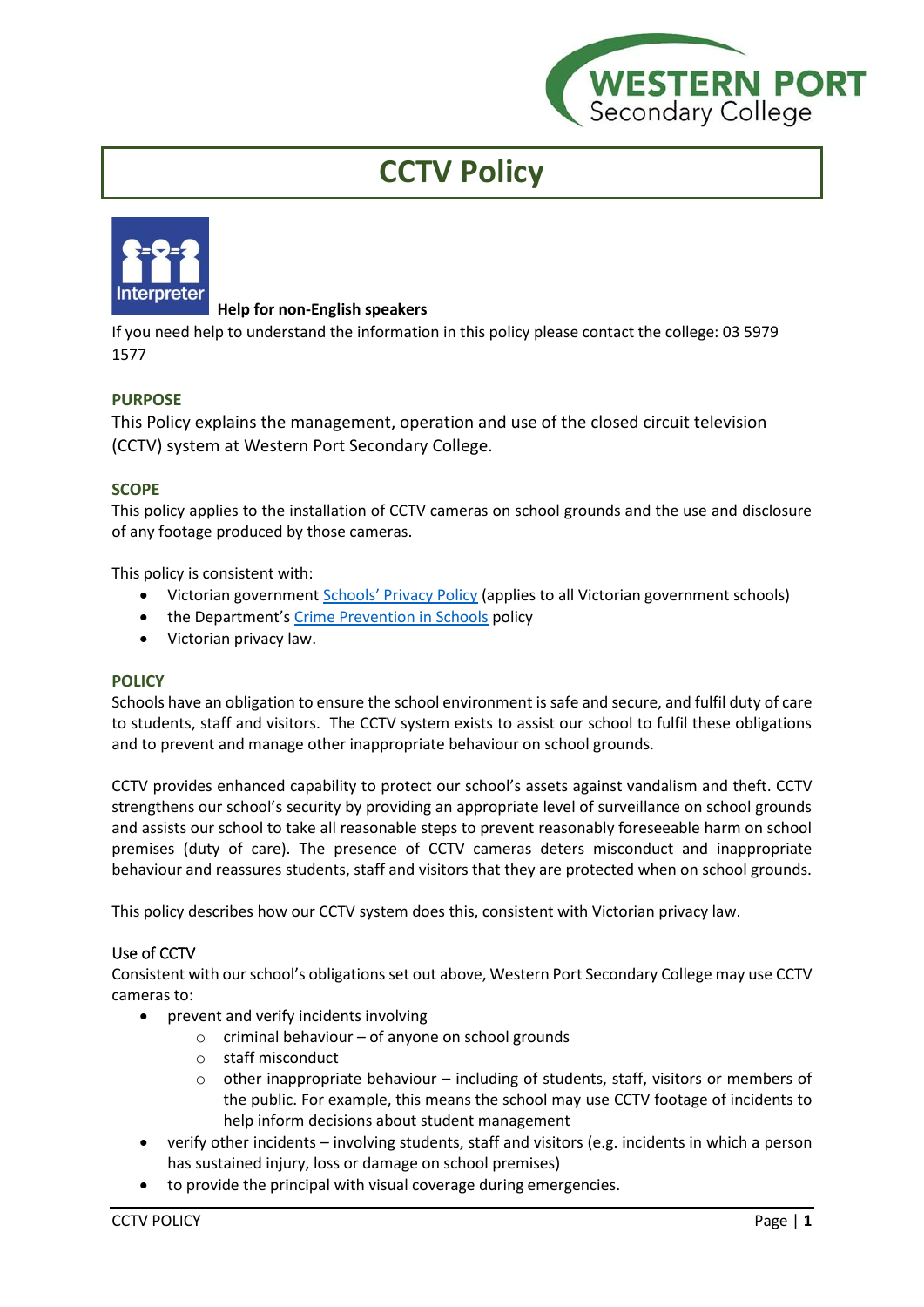WESTERN PORT Secondary College

# CCTV Policy

**Help for non-English speakers**

If you need help to understand the information in this policy please contact the college: 03 5979 1577

## PURPOSE

This Policy explains the management, operation and use of the closed circuit television (CCTV) system at Western Port Secondary College.

## SCOPE

This policy applies to the installation of CCTV cameras on school grounds and the use and disclosure of any footage produced by those cameras.

This policy is consistent with:

- Victorian government [Schools' Privacy Policy](#) (applies to all Victorian government schools)
- the Department's [Crime Prevention in Schools](#) policy
- Victorian privacy law.

## POLICY

Schools have an obligation to ensure the school environment is safe and secure, and fulfil duty of care to students, staff and visitors. The CCTV system exists to assist our school to fulfil these obligations and to prevent and manage other inappropriate behaviour on school grounds.

CCTV provides enhanced capability to protect our school's assets against vandalism and theft. CCTV strengthens our school's security by providing an appropriate level of surveillance on school grounds and assists our school to take all reasonable steps to prevent reasonably foreseeable harm on school premises (duty of care). The presence of CCTV cameras deters misconduct and inappropriate behaviour and reassures students, staff and visitors that they are protected when on school grounds.

This policy describes how our CCTV system does this, consistent with Victorian privacy law.

### Use of CCTV

Consistent with our school's obligations set out above, Western Port Secondary College may use CCTV cameras to:

- prevent and verify incidents involving
  - criminal behaviour – of anyone on school grounds
  - staff misconduct
  - other inappropriate behaviour – including of students, staff, visitors or members of the public. For example, this means the school may use CCTV footage of incidents to help inform decisions about student management
- verify other incidents – involving students, staff and visitors (e.g. incidents in which a person has sustained injury, loss or damage on school premises)
- to provide the principal with visual coverage during emergencies.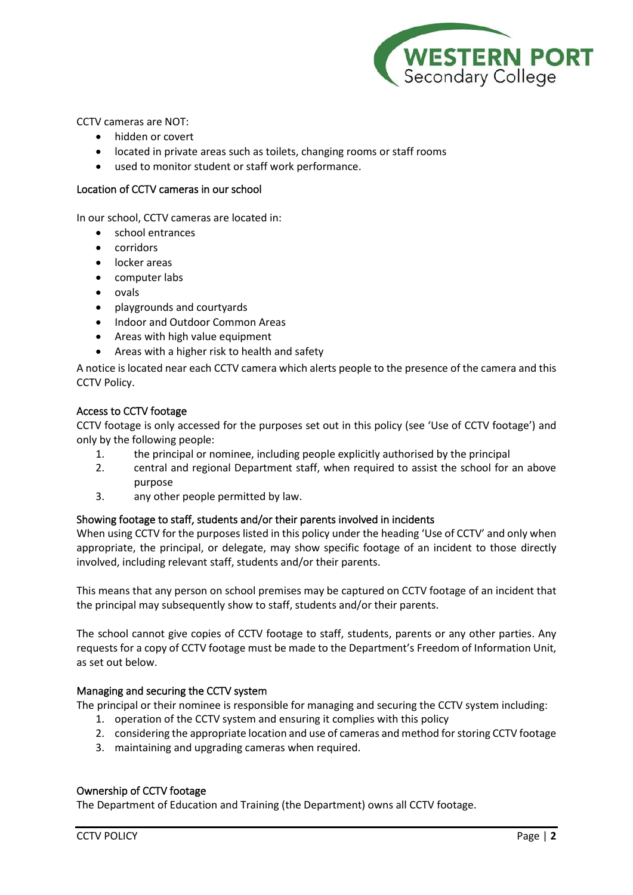CCTV cameras are NOT:

- hidden or covert
- located in private areas such as toilets, changing rooms or staff rooms
- used to monitor student or staff work performance.

## Location of CCTV cameras in our school

In our school, CCTV cameras are located in:

- school entrances
- corridors
- locker areas
- computer labs
- ovals
- playgrounds and courtyards
- Indoor and Outdoor Common Areas
- Areas with high value equipment
- Areas with a higher risk to health and safety

A notice is located near each CCTV camera which alerts people to the presence of the camera and this CCTV Policy.

## Access to CCTV footage

CCTV footage is only accessed for the purposes set out in this policy (see 'Use of CCTV footage') and only by the following people:

1. the principal or nominee, including people explicitly authorised by the principal
2. central and regional Department staff, when required to assist the school for an above purpose
3. any other people permitted by law.

## Showing footage to staff, students and/or their parents involved in incidents

When using CCTV for the purposes listed in this policy under the heading 'Use of CCTV' and only when appropriate, the principal, or delegate, may show specific footage of an incident to those directly involved, including relevant staff, students and/or their parents.

This means that any person on school premises may be captured on CCTV footage of an incident that the principal may subsequently show to staff, students and/or their parents.

The school cannot give copies of CCTV footage to staff, students, parents or any other parties. Any requests for a copy of CCTV footage must be made to the Department's Freedom of Information Unit, as set out below.

## Managing and securing the CCTV system

The principal or their nominee is responsible for managing and securing the CCTV system including:

1. operation of the CCTV system and ensuring it complies with this policy
2. considering the appropriate location and use of cameras and method for storing CCTV footage
3. maintaining and upgrading cameras when required.

## Ownership of CCTV footage

The Department of Education and Training (the Department) owns all CCTV footage.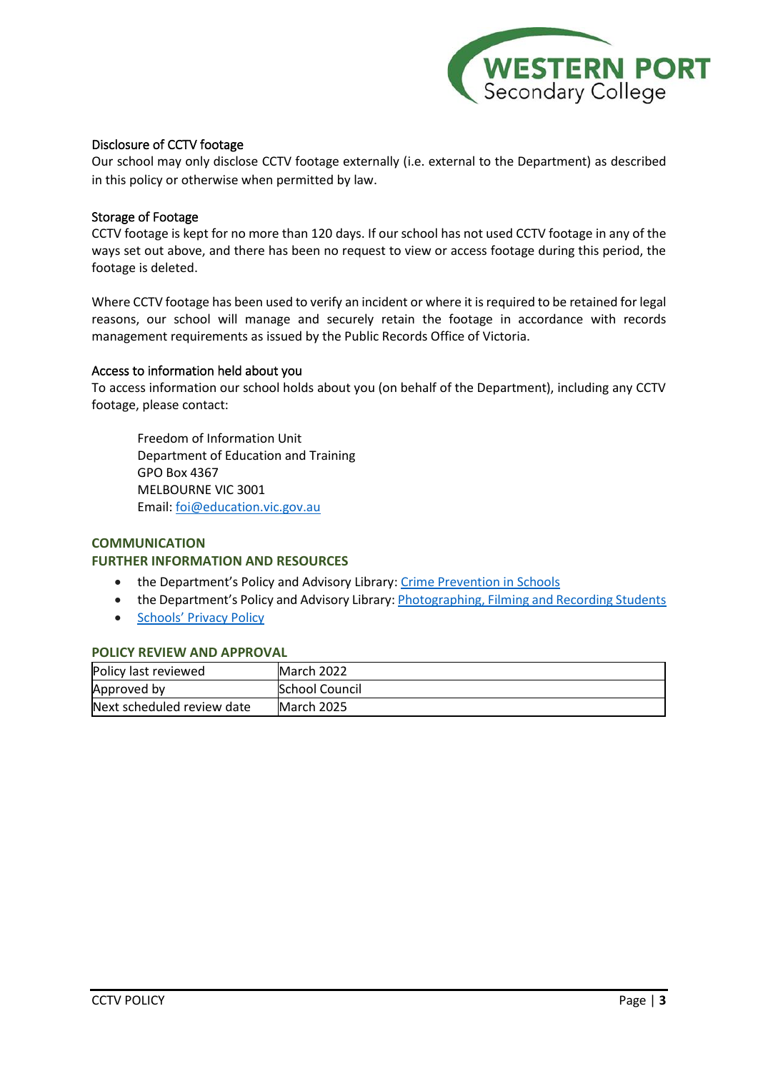### Disclosure of CCTV footage

Our school may only disclose CCTV footage externally (i.e. external to the Department) as described in this policy or otherwise when permitted by law.

### Storage of Footage

CCTV footage is kept for no more than 120 days. If our school has not used CCTV footage in any of the ways set out above, and there has been no request to view or access footage during this period, the footage is deleted.

Where CCTV footage has been used to verify an incident or where it is required to be retained for legal reasons, our school will manage and securely retain the footage in accordance with records management requirements as issued by the Public Records Office of Victoria.

### Access to information held about you

To access information our school holds about you (on behalf of the Department), including any CCTV footage, please contact:

> Freedom of Information Unit
> Department of Education and Training
> GPO Box 4367
> MELBOURNE VIC 3001
> Email: [foi@education.vic.gov.au](mailto:foi@education.vic.gov.au)

## COMMUNICATION

## FURTHER INFORMATION AND RESOURCES

- the Department's Policy and Advisory Library: Crime Prevention in Schools
- the Department's Policy and Advisory Library: Photographing, Filming and Recording Students
- Schools' Privacy Policy

## POLICY REVIEW AND APPROVAL

| | |
|---|---|
| Policy last reviewed | March 2022 |
| Approved by | School Council |
| Next scheduled review date | March 2025 |